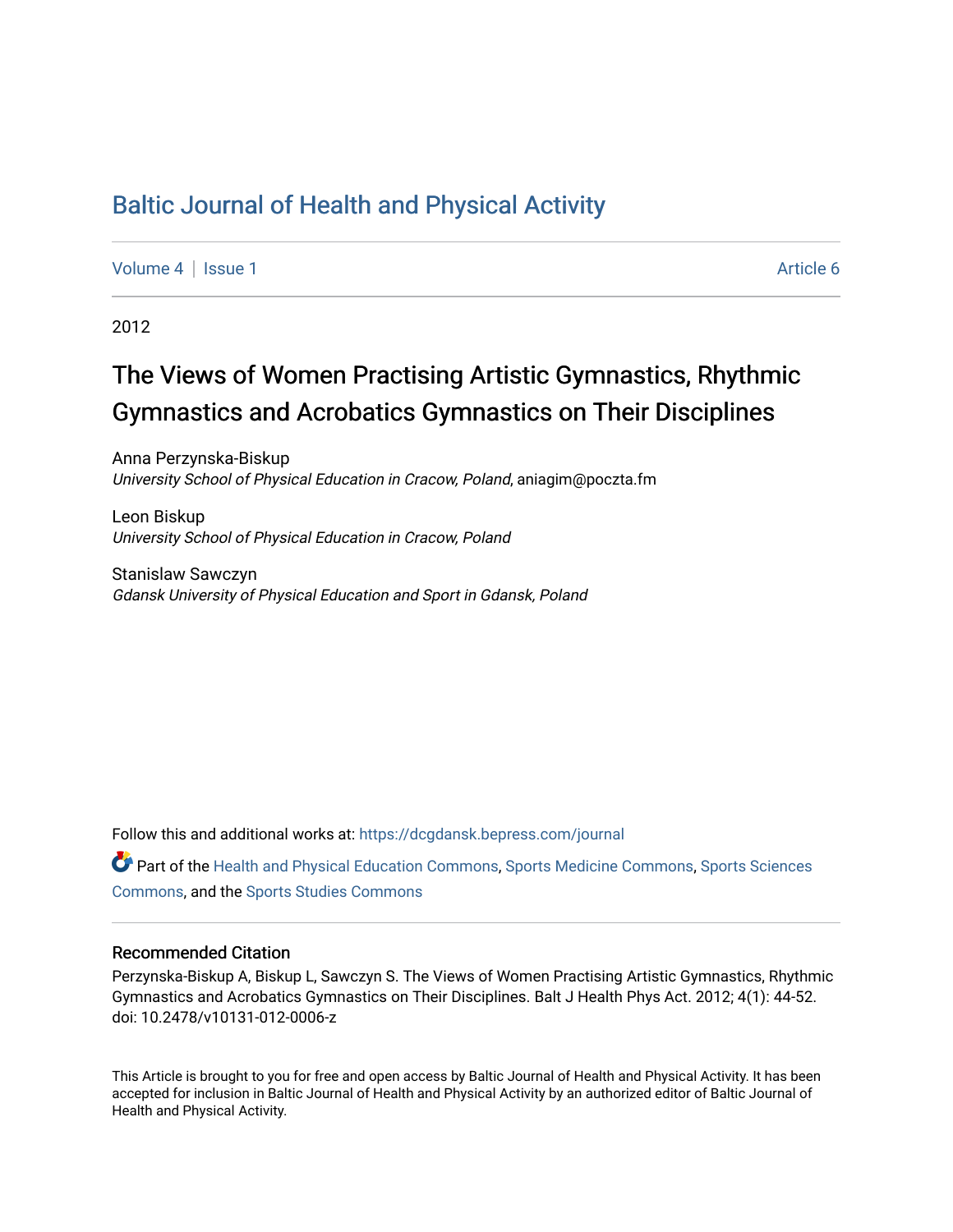# Baltic Journal of Health and Physical Activity

Volume 4 | Issue 1 Article 6

2012

## The Views of Women Practising Artistic Gymnastics, Rhythmic Gymnastics and Acrobatics Gymnastics on Their Disciplines

Anna Perzynska-Biskup
*University School of Physical Education in Cracow, Poland*, aniagim@poczta.fm

Leon Biskup
*University School of Physical Education in Cracow, Poland*

Stanislaw Sawczyn
*Gdansk University of Physical Education and Sport in Gdansk, Poland*

Follow this and additional works at: https://dcgdansk.bepress.com/journal

Part of the Health and Physical Education Commons, Sports Medicine Commons, Sports Sciences Commons, and the Sports Studies Commons

### Recommended Citation

Perzynska-Biskup A, Biskup L, Sawczyn S. The Views of Women Practising Artistic Gymnastics, Rhythmic Gymnastics and Acrobatics Gymnastics on Their Disciplines. Balt J Health Phys Act. 2012; 4(1): 44-52. doi: 10.2478/v10131-012-0006-z

This Article is brought to you for free and open access by Baltic Journal of Health and Physical Activity. It has been accepted for inclusion in Baltic Journal of Health and Physical Activity by an authorized editor of Baltic Journal of Health and Physical Activity.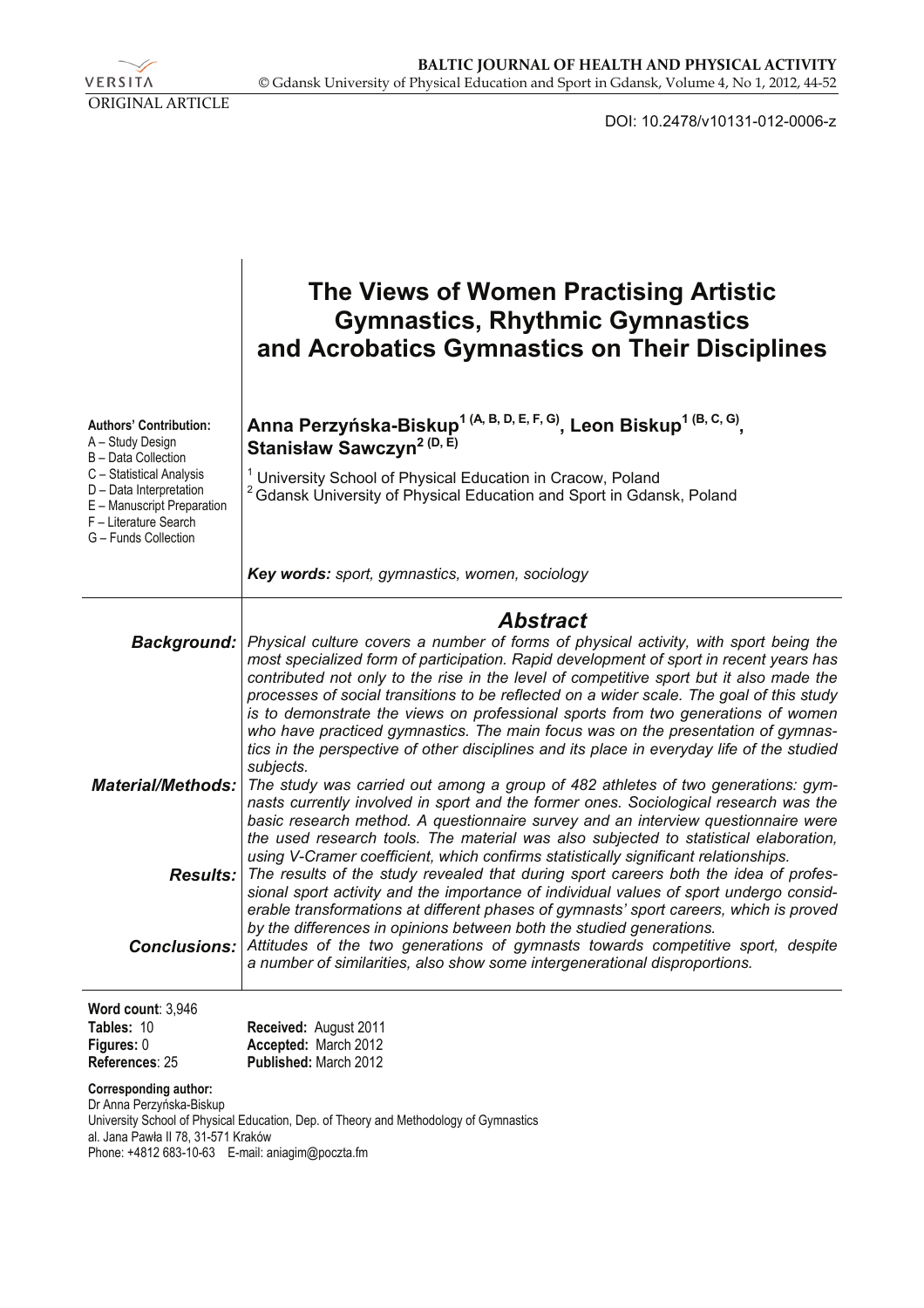ORIGINAL ARTICLE

DOI: 10.2478/v10131-012-0006-z

# The Views of Women Practising Artistic Gymnastics, Rhythmic Gymnastics and Acrobatics Gymnastics on Their Disciplines

**Anna Perzyńska-Biskup[1 (A, B, D, E, F, G)], Leon Biskup[1 (B, C, G)], Stanisław Sawczyn[2 (D, E)]**

[1] University School of Physical Education in Cracow, Poland
[2] Gdansk University of Physical Education and Sport in Gdansk, Poland

**Authors' Contribution:**
A – Study Design
B – Data Collection
C – Statistical Analysis
D – Data Interpretation
E – Manuscript Preparation
F – Literature Search
G – Funds Collection

***Key words:** sport, gymnastics, women, sociology*

## Abstract

***Background:*** *Physical culture covers a number of forms of physical activity, with sport being the most specialized form of participation. Rapid development of sport in recent years has contributed not only to the rise in the level of competitive sport but it also made the processes of social transitions to be reflected on a wider scale. The goal of this study is to demonstrate the views on professional sports from two generations of women who have practiced gymnastics. The main focus was on the presentation of gymnastics in the perspective of other disciplines and its place in everyday life of the studied subjects.*

***Material/Methods:*** *The study was carried out among a group of 482 athletes of two generations: gymnasts currently involved in sport and the former ones. Sociological research was the basic research method. A questionnaire survey and an interview questionnaire were the used research tools. The material was also subjected to statistical elaboration, using V-Cramer coefficient, which confirms statistically significant relationships.*

***Results:*** *The results of the study revealed that during sport careers both the idea of professional sport activity and the importance of individual values of sport undergo considerable transformations at different phases of gymnasts' sport careers, which is proved by the differences in opinions between both the studied generations.*

***Conclusions:*** *Attitudes of the two generations of gymnasts towards competitive sport, despite a number of similarities, also show some intergenerational disproportions.*

**Word count**: 3,946
**Tables:** 10
**Figures:** 0
**References**: 25

**Received:** August 2011
**Accepted:** March 2012
**Published:** March 2012

**Corresponding author:**
Dr Anna Perzyńska-Biskup
University School of Physical Education, Dep. of Theory and Methodology of Gymnastics
al. Jana Pawła II 78, 31-571 Kraków
Phone: +4812 683-10-63 E-mail: aniagim@poczta.fm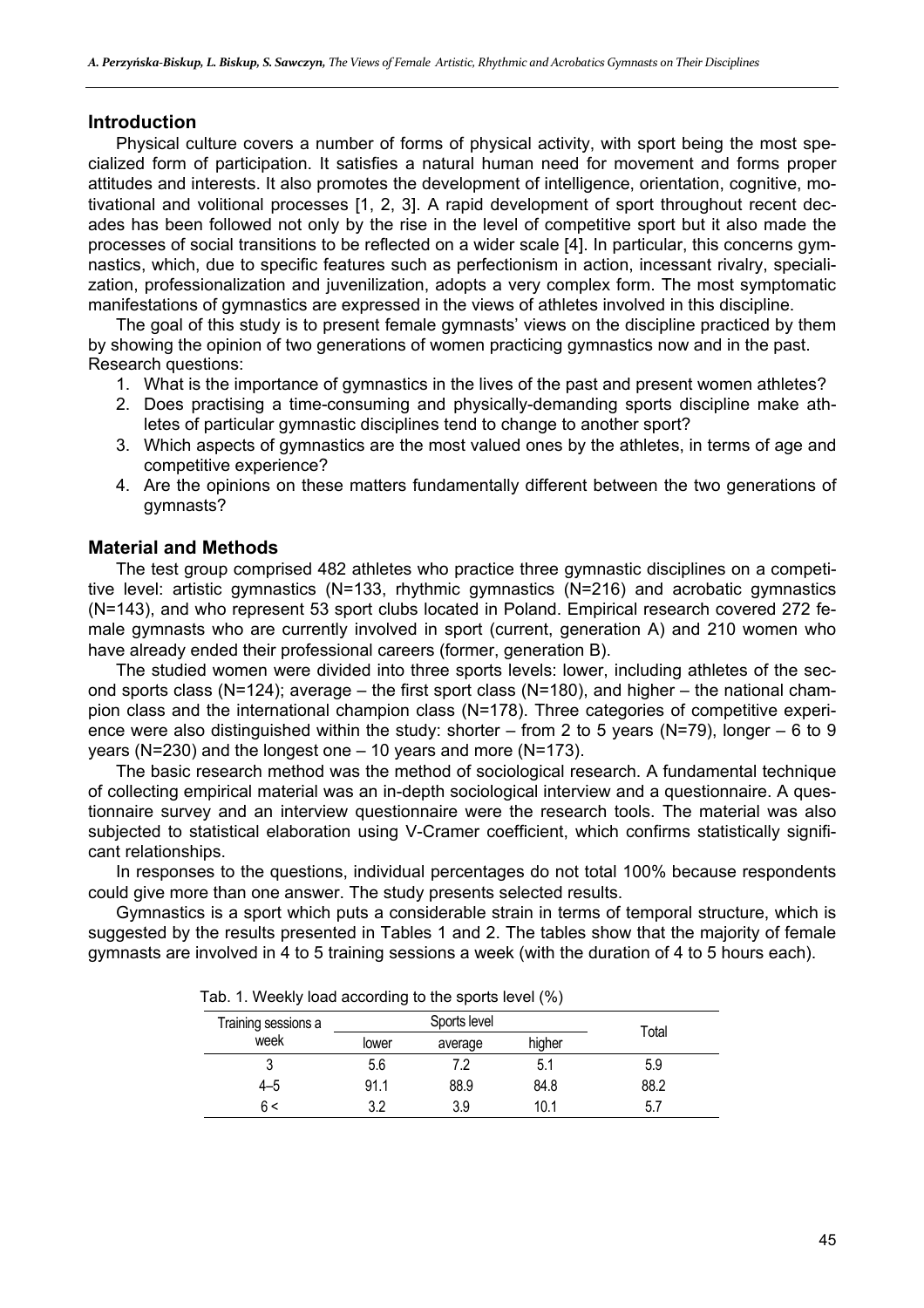## Introduction

Physical culture covers a number of forms of physical activity, with sport being the most specialized form of participation. It satisfies a natural human need for movement and forms proper attitudes and interests. It also promotes the development of intelligence, orientation, cognitive, motivational and volitional processes [1, 2, 3]. A rapid development of sport throughout recent decades has been followed not only by the rise in the level of competitive sport but it also made the processes of social transitions to be reflected on a wider scale [4]. In particular, this concerns gymnastics, which, due to specific features such as perfectionism in action, incessant rivalry, specialization, professionalization and juvenilization, adopts a very complex form. The most symptomatic manifestations of gymnastics are expressed in the views of athletes involved in this discipline.

The goal of this study is to present female gymnasts' views on the discipline practiced by them by showing the opinion of two generations of women practicing gymnastics now and in the past. Research questions:

1. What is the importance of gymnastics in the lives of the past and present women athletes?
2. Does practising a time-consuming and physically-demanding sports discipline make athletes of particular gymnastic disciplines tend to change to another sport?
3. Which aspects of gymnastics are the most valued ones by the athletes, in terms of age and competitive experience?
4. Are the opinions on these matters fundamentally different between the two generations of gymnasts?

## Material and Methods

The test group comprised 482 athletes who practice three gymnastic disciplines on a competitive level: artistic gymnastics (N=133, rhythmic gymnastics (N=216) and acrobatic gymnastics (N=143), and who represent 53 sport clubs located in Poland. Empirical research covered 272 female gymnasts who are currently involved in sport (current, generation A) and 210 women who have already ended their professional careers (former, generation B).

The studied women were divided into three sports levels: lower, including athletes of the second sports class (N=124); average – the first sport class (N=180), and higher – the national champion class and the international champion class (N=178). Three categories of competitive experience were also distinguished within the study: shorter – from 2 to 5 years (N=79), longer – 6 to 9 years (N=230) and the longest one – 10 years and more (N=173).

The basic research method was the method of sociological research. A fundamental technique of collecting empirical material was an in-depth sociological interview and a questionnaire. A questionnaire survey and an interview questionnaire were the research tools. The material was also subjected to statistical elaboration using V-Cramer coefficient, which confirms statistically significant relationships.

In responses to the questions, individual percentages do not total 100% because respondents could give more than one answer. The study presents selected results.

Gymnastics is a sport which puts a considerable strain in terms of temporal structure, which is suggested by the results presented in Tables 1 and 2. The tables show that the majority of female gymnasts are involved in 4 to 5 training sessions a week (with the duration of 4 to 5 hours each).

Tab. 1. Weekly load according to the sports level (%)

| Training sessions a week | Sports level | | | Total |
|---|---|---|---|---|
| | lower | average | higher | |
| 3 | 5.6 | 7.2 | 5.1 | 5.9 |
| 4–5 | 91.1 | 88.9 | 84.8 | 88.2 |
| 6 < | 3.2 | 3.9 | 10.1 | 5.7 |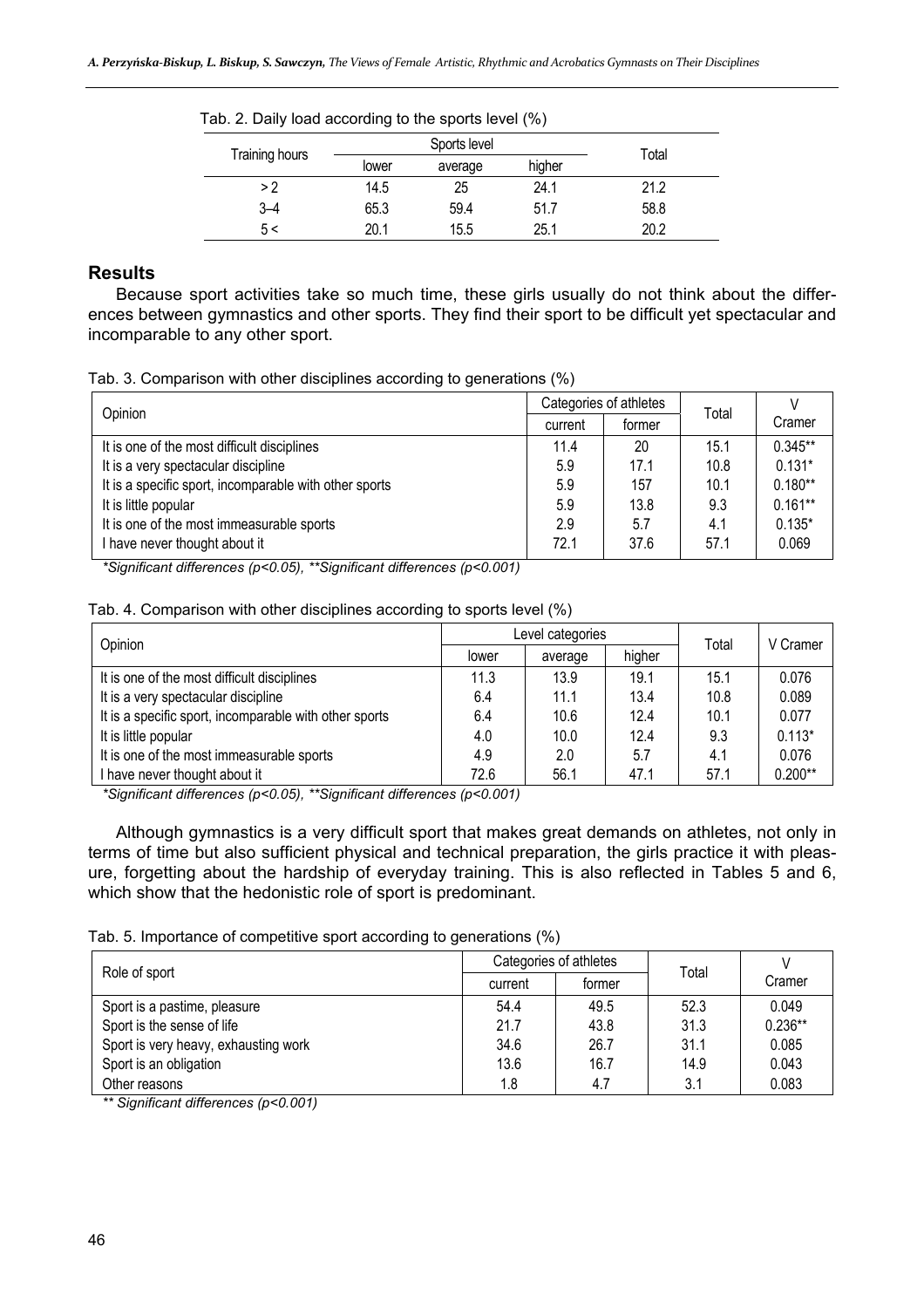Tab. 2. Daily load according to the sports level (%)

| Training hours | Sports level | | | Total |
|---|---|---|---|---|
| | lower | average | higher | |
| > 2 | 14.5 | 25 | 24.1 | 21.2 |
| 3–4 | 65.3 | 59.4 | 51.7 | 58.8 |
| 5 < | 20.1 | 15.5 | 25.1 | 20.2 |

## Results

Because sport activities take so much time, these girls usually do not think about the differences between gymnastics and other sports. They find their sport to be difficult yet spectacular and incomparable to any other sport.

Tab. 3. Comparison with other disciplines according to generations (%)

| Opinion | Categories of athletes | | Total | V Cramer |
|---|---|---|---|---|
| | current | former | | |
| It is one of the most difficult disciplines | 11.4 | 20 | 15.1 | 0.345** |
| It is a very spectacular discipline | 5.9 | 17.1 | 10.8 | 0.131* |
| It is a specific sport, incomparable with other sports | 5.9 | 157 | 10.1 | 0.180** |
| It is little popular | 5.9 | 13.8 | 9.3 | 0.161** |
| It is one of the most immeasurable sports | 2.9 | 5.7 | 4.1 | 0.135* |
| I have never thought about it | 72.1 | 37.6 | 57.1 | 0.069 |

*\*Significant differences (p<0.05), \*\*Significant differences (p<0.001)*

Tab. 4. Comparison with other disciplines according to sports level (%)

| Opinion | Level categories | | | Total | V Cramer |
|---|---|---|---|---|---|
| | lower | average | higher | | |
| It is one of the most difficult disciplines | 11.3 | 13.9 | 19.1 | 15.1 | 0.076 |
| It is a very spectacular discipline | 6.4 | 11.1 | 13.4 | 10.8 | 0.089 |
| It is a specific sport, incomparable with other sports | 6.4 | 10.6 | 12.4 | 10.1 | 0.077 |
| It is little popular | 4.0 | 10.0 | 12.4 | 9.3 | 0.113* |
| It is one of the most immeasurable sports | 4.9 | 2.0 | 5.7 | 4.1 | 0.076 |
| I have never thought about it | 72.6 | 56.1 | 47.1 | 57.1 | 0.200** |

*\*Significant differences (p<0.05), \*\*Significant differences (p<0.001)*

Although gymnastics is a very difficult sport that makes great demands on athletes, not only in terms of time but also sufficient physical and technical preparation, the girls practice it with pleasure, forgetting about the hardship of everyday training. This is also reflected in Tables 5 and 6, which show that the hedonistic role of sport is predominant.

Tab. 5. Importance of competitive sport according to generations (%)

| Role of sport | Categories of athletes | | Total | V Cramer |
|---|---|---|---|---|
| | current | former | | |
| Sport is a pastime, pleasure | 54.4 | 49.5 | 52.3 | 0.049 |
| Sport is the sense of life | 21.7 | 43.8 | 31.3 | 0.236** |
| Sport is very heavy, exhausting work | 34.6 | 26.7 | 31.1 | 0.085 |
| Sport is an obligation | 13.6 | 16.7 | 14.9 | 0.043 |
| Other reasons | 1.8 | 4.7 | 3.1 | 0.083 |

*\*\* Significant differences (p<0.001)*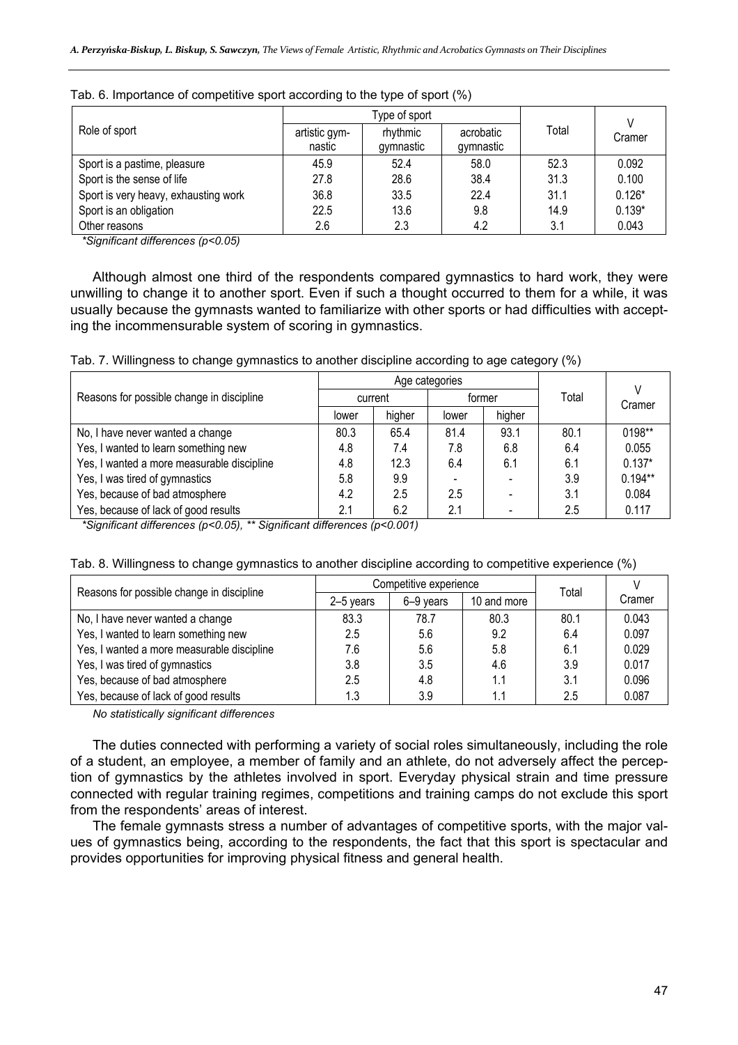Tab. 6. Importance of competitive sport according to the type of sport (%)

| Role of sport | Type of sport | | | Total | V Cramer |
|---|---|---|---|---|---|
| | artistic gymnastic | rhythmic gymnastic | acrobatic gymnastic | | |
| Sport is a pastime, pleasure | 45.9 | 52.4 | 58.0 | 52.3 | 0.092 |
| Sport is the sense of life | 27.8 | 28.6 | 38.4 | 31.3 | 0.100 |
| Sport is very heavy, exhausting work | 36.8 | 33.5 | 22.4 | 31.1 | 0.126* |
| Sport is an obligation | 22.5 | 13.6 | 9.8 | 14.9 | 0.139* |
| Other reasons | 2.6 | 2.3 | 4.2 | 3.1 | 0.043 |

*\*Significant differences (p<0.05)*

Although almost one third of the respondents compared gymnastics to hard work, they were unwilling to change it to another sport. Even if such a thought occurred to them for a while, it was usually because the gymnasts wanted to familiarize with other sports or had difficulties with accepting the incommensurable system of scoring in gymnastics.

Tab. 7. Willingness to change gymnastics to another discipline according to age category (%)

| Reasons for possible change in discipline | Age categories | | | | Total | V Cramer |
|---|---|---|---|---|---|---|
| | current | | former | | | |
| | lower | higher | lower | higher | | |
| No, I have never wanted a change | 80.3 | 65.4 | 81.4 | 93.1 | 80.1 | 0198** |
| Yes, I wanted to learn something new | 4.8 | 7.4 | 7.8 | 6.8 | 6.4 | 0.055 |
| Yes, I wanted a more measurable discipline | 4.8 | 12.3 | 6.4 | 6.1 | 6.1 | 0.137* |
| Yes, I was tired of gymnastics | 5.8 | 9.9 | - | - | 3.9 | 0.194** |
| Yes, because of bad atmosphere | 4.2 | 2.5 | 2.5 | - | 3.1 | 0.084 |
| Yes, because of lack of good results | 2.1 | 6.2 | 2.1 | - | 2.5 | 0.117 |

*\*Significant differences (p<0.05), \*\* Significant differences (p<0.001)*

Tab. 8. Willingness to change gymnastics to another discipline according to competitive experience (%)

| Reasons for possible change in discipline | Competitive experience | | | Total | V Cramer |
|---|---|---|---|---|---|
| | 2–5 years | 6–9 years | 10 and more | | |
| No, I have never wanted a change | 83.3 | 78.7 | 80.3 | 80.1 | 0.043 |
| Yes, I wanted to learn something new | 2.5 | 5.6 | 9.2 | 6.4 | 0.097 |
| Yes, I wanted a more measurable discipline | 7.6 | 5.6 | 5.8 | 6.1 | 0.029 |
| Yes, I was tired of gymnastics | 3.8 | 3.5 | 4.6 | 3.9 | 0.017 |
| Yes, because of bad atmosphere | 2.5 | 4.8 | 1.1 | 3.1 | 0.096 |
| Yes, because of lack of good results | 1.3 | 3.9 | 1.1 | 2.5 | 0.087 |

*No statistically significant differences*

The duties connected with performing a variety of social roles simultaneously, including the role of a student, an employee, a member of family and an athlete, do not adversely affect the perception of gymnastics by the athletes involved in sport. Everyday physical strain and time pressure connected with regular training regimes, competitions and training camps do not exclude this sport from the respondents' areas of interest.

The female gymnasts stress a number of advantages of competitive sports, with the major values of gymnastics being, according to the respondents, the fact that this sport is spectacular and provides opportunities for improving physical fitness and general health.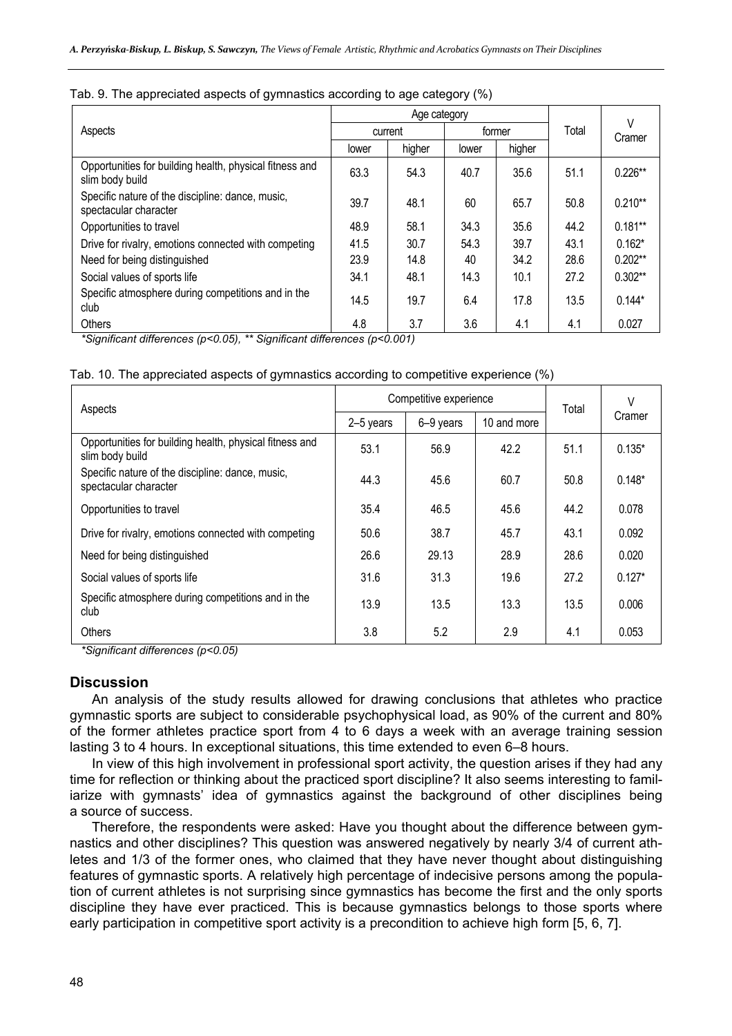Tab. 9. The appreciated aspects of gymnastics according to age category (%)

| Aspects | Age category | | | | Total | V Cramer |
|---|---|---|---|---|---|---|
| | current | | former | | | |
| | lower | higher | lower | higher | | |
| Opportunities for building health, physical fitness and slim body build | 63.3 | 54.3 | 40.7 | 35.6 | 51.1 | 0.226** |
| Specific nature of the discipline: dance, music, spectacular character | 39.7 | 48.1 | 60 | 65.7 | 50.8 | 0.210** |
| Opportunities to travel | 48.9 | 58.1 | 34.3 | 35.6 | 44.2 | 0.181** |
| Drive for rivalry, emotions connected with competing | 41.5 | 30.7 | 54.3 | 39.7 | 43.1 | 0.162* |
| Need for being distinguished | 23.9 | 14.8 | 40 | 34.2 | 28.6 | 0.202** |
| Social values of sports life | 34.1 | 48.1 | 14.3 | 10.1 | 27.2 | 0.302** |
| Specific atmosphere during competitions and in the club | 14.5 | 19.7 | 6.4 | 17.8 | 13.5 | 0.144* |
| Others | 4.8 | 3.7 | 3.6 | 4.1 | 4.1 | 0.027 |

*\*Significant differences ($p<0.05$), \*\* Significant differences ($p<0.001$)*

Tab. 10. The appreciated aspects of gymnastics according to competitive experience (%)

| Aspects | Competitive experience | | | Total | V Cramer |
|---|---|---|---|---|---|
| | 2–5 years | 6–9 years | 10 and more | | |
| Opportunities for building health, physical fitness and slim body build | 53.1 | 56.9 | 42.2 | 51.1 | 0.135* |
| Specific nature of the discipline: dance, music, spectacular character | 44.3 | 45.6 | 60.7 | 50.8 | 0.148* |
| Opportunities to travel | 35.4 | 46.5 | 45.6 | 44.2 | 0.078 |
| Drive for rivalry, emotions connected with competing | 50.6 | 38.7 | 45.7 | 43.1 | 0.092 |
| Need for being distinguished | 26.6 | 29.13 | 28.9 | 28.6 | 0.020 |
| Social values of sports life | 31.6 | 31.3 | 19.6 | 27.2 | 0.127* |
| Specific atmosphere during competitions and in the club | 13.9 | 13.5 | 13.3 | 13.5 | 0.006 |
| Others | 3.8 | 5.2 | 2.9 | 4.1 | 0.053 |

*\*Significant differences ($p<0.05$)*

## Discussion

An analysis of the study results allowed for drawing conclusions that athletes who practice gymnastic sports are subject to considerable psychophysical load, as 90% of the current and 80% of the former athletes practice sport from 4 to 6 days a week with an average training session lasting 3 to 4 hours. In exceptional situations, this time extended to even 6–8 hours.

In view of this high involvement in professional sport activity, the question arises if they had any time for reflection or thinking about the practiced sport discipline? It also seems interesting to familiarize with gymnasts' idea of gymnastics against the background of other disciplines being a source of success.

Therefore, the respondents were asked: Have you thought about the difference between gymnastics and other disciplines? This question was answered negatively by nearly 3/4 of current athletes and 1/3 of the former ones, who claimed that they have never thought about distinguishing features of gymnastic sports. A relatively high percentage of indecisive persons among the population of current athletes is not surprising since gymnastics has become the first and the only sports discipline they have ever practiced. This is because gymnastics belongs to those sports where early participation in competitive sport activity is a precondition to achieve high form [5, 6, 7].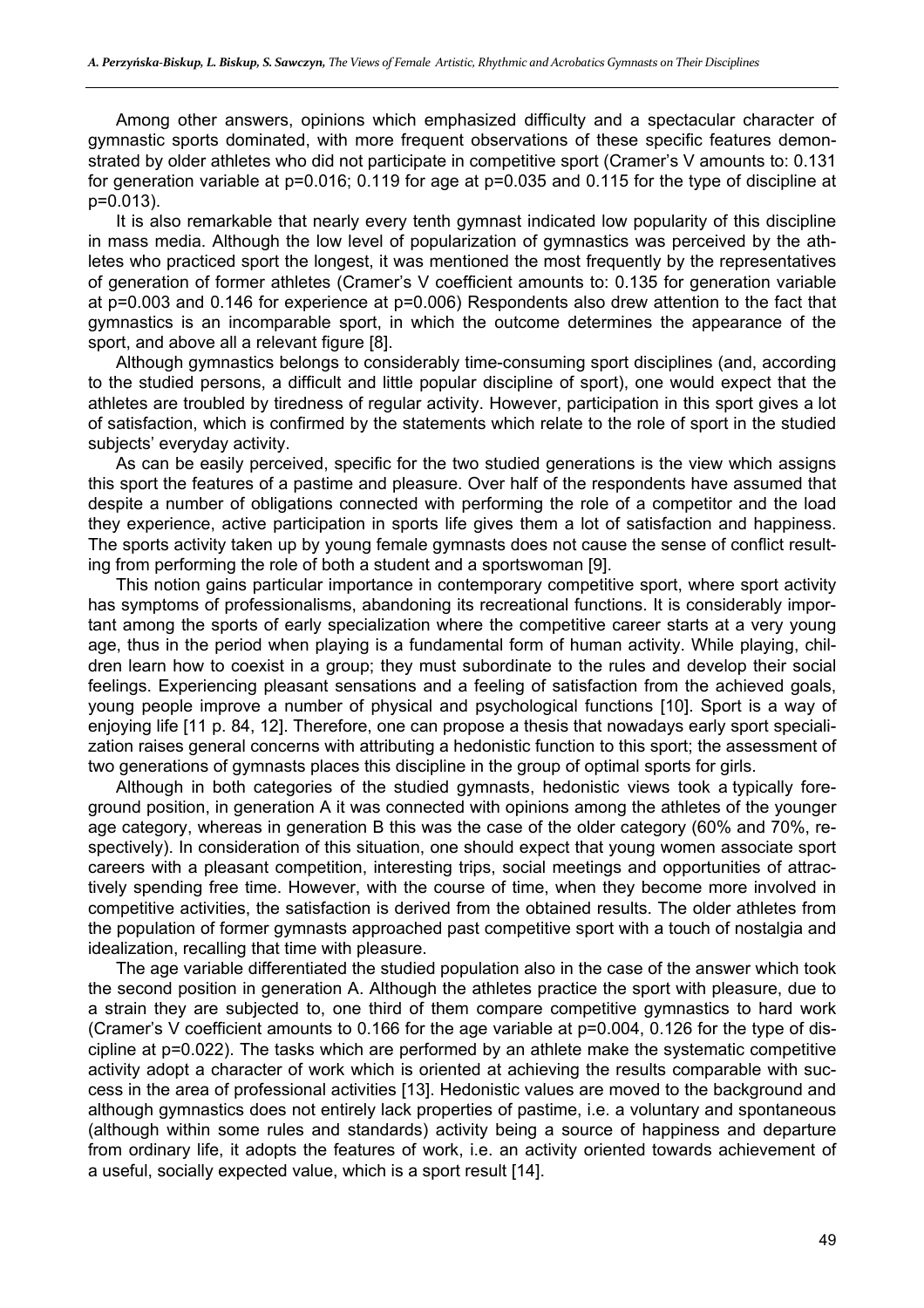Among other answers, opinions which emphasized difficulty and a spectacular character of gymnastic sports dominated, with more frequent observations of these specific features demonstrated by older athletes who did not participate in competitive sport (Cramer's V amounts to: 0.131 for generation variable at $p=0.016$; 0.119 for age at $p=0.035$ and 0.115 for the type of discipline at $p=0.013$).

It is also remarkable that nearly every tenth gymnast indicated low popularity of this discipline in mass media. Although the low level of popularization of gymnastics was perceived by the athletes who practiced sport the longest, it was mentioned the most frequently by the representatives of generation of former athletes (Cramer's V coefficient amounts to: 0.135 for generation variable at $p=0.003$ and 0.146 for experience at $p=0.006$) Respondents also drew attention to the fact that gymnastics is an incomparable sport, in which the outcome determines the appearance of the sport, and above all a relevant figure [8].

Although gymnastics belongs to considerably time-consuming sport disciplines (and, according to the studied persons, a difficult and little popular discipline of sport), one would expect that the athletes are troubled by tiredness of regular activity. However, participation in this sport gives a lot of satisfaction, which is confirmed by the statements which relate to the role of sport in the studied subjects' everyday activity.

As can be easily perceived, specific for the two studied generations is the view which assigns this sport the features of a pastime and pleasure. Over half of the respondents have assumed that despite a number of obligations connected with performing the role of a competitor and the load they experience, active participation in sports life gives them a lot of satisfaction and happiness. The sports activity taken up by young female gymnasts does not cause the sense of conflict resulting from performing the role of both a student and a sportswoman [9].

This notion gains particular importance in contemporary competitive sport, where sport activity has symptoms of professionalisms, abandoning its recreational functions. It is considerably important among the sports of early specialization where the competitive career starts at a very young age, thus in the period when playing is a fundamental form of human activity. While playing, children learn how to coexist in a group; they must subordinate to the rules and develop their social feelings. Experiencing pleasant sensations and a feeling of satisfaction from the achieved goals, young people improve a number of physical and psychological functions [10]. Sport is a way of enjoying life [11 p. 84, 12]. Therefore, one can propose a thesis that nowadays early sport specialization raises general concerns with attributing a hedonistic function to this sport; the assessment of two generations of gymnasts places this discipline in the group of optimal sports for girls.

Although in both categories of the studied gymnasts, hedonistic views took a typically foreground position, in generation A it was connected with opinions among the athletes of the younger age category, whereas in generation B this was the case of the older category (60% and 70%, respectively). In consideration of this situation, one should expect that young women associate sport careers with a pleasant competition, interesting trips, social meetings and opportunities of attractively spending free time. However, with the course of time, when they become more involved in competitive activities, the satisfaction is derived from the obtained results. The older athletes from the population of former gymnasts approached past competitive sport with a touch of nostalgia and idealization, recalling that time with pleasure.

The age variable differentiated the studied population also in the case of the answer which took the second position in generation A. Although the athletes practice the sport with pleasure, due to a strain they are subjected to, one third of them compare competitive gymnastics to hard work (Cramer's V coefficient amounts to 0.166 for the age variable at $p=0.004$, 0.126 for the type of discipline at $p=0.022$). The tasks which are performed by an athlete make the systematic competitive activity adopt a character of work which is oriented at achieving the results comparable with success in the area of professional activities [13]. Hedonistic values are moved to the background and although gymnastics does not entirely lack properties of pastime, i.e. a voluntary and spontaneous (although within some rules and standards) activity being a source of happiness and departure from ordinary life, it adopts the features of work, i.e. an activity oriented towards achievement of a useful, socially expected value, which is a sport result [14].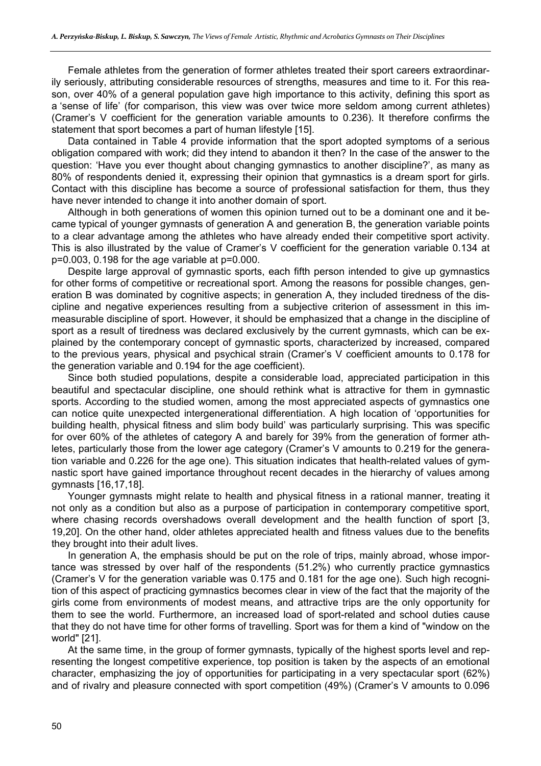Female athletes from the generation of former athletes treated their sport careers extraordinarily seriously, attributing considerable resources of strengths, measures and time to it. For this reason, over 40% of a general population gave high importance to this activity, defining this sport as a 'sense of life' (for comparison, this view was over twice more seldom among current athletes) (Cramer's V coefficient for the generation variable amounts to 0.236). It therefore confirms the statement that sport becomes a part of human lifestyle [15].

Data contained in Table 4 provide information that the sport adopted symptoms of a serious obligation compared with work; did they intend to abandon it then? In the case of the answer to the question: 'Have you ever thought about changing gymnastics to another discipline?', as many as 80% of respondents denied it, expressing their opinion that gymnastics is a dream sport for girls. Contact with this discipline has become a source of professional satisfaction for them, thus they have never intended to change it into another domain of sport.

Although in both generations of women this opinion turned out to be a dominant one and it became typical of younger gymnasts of generation A and generation B, the generation variable points to a clear advantage among the athletes who have already ended their competitive sport activity. This is also illustrated by the value of Cramer's V coefficient for the generation variable 0.134 at p=0.003, 0.198 for the age variable at p=0.000.

Despite large approval of gymnastic sports, each fifth person intended to give up gymnastics for other forms of competitive or recreational sport. Among the reasons for possible changes, generation B was dominated by cognitive aspects; in generation A, they included tiredness of the discipline and negative experiences resulting from a subjective criterion of assessment in this immeasurable discipline of sport. However, it should be emphasized that a change in the discipline of sport as a result of tiredness was declared exclusively by the current gymnasts, which can be explained by the contemporary concept of gymnastic sports, characterized by increased, compared to the previous years, physical and psychical strain (Cramer's V coefficient amounts to 0.178 for the generation variable and 0.194 for the age coefficient).

Since both studied populations, despite a considerable load, appreciated participation in this beautiful and spectacular discipline, one should rethink what is attractive for them in gymnastic sports. According to the studied women, among the most appreciated aspects of gymnastics one can notice quite unexpected intergenerational differentiation. A high location of 'opportunities for building health, physical fitness and slim body build' was particularly surprising. This was specific for over 60% of the athletes of category A and barely for 39% from the generation of former athletes, particularly those from the lower age category (Cramer's V amounts to 0.219 for the generation variable and 0.226 for the age one). This situation indicates that health-related values of gymnastic sport have gained importance throughout recent decades in the hierarchy of values among gymnasts [16,17,18].

Younger gymnasts might relate to health and physical fitness in a rational manner, treating it not only as a condition but also as a purpose of participation in contemporary competitive sport, where chasing records overshadows overall development and the health function of sport [3, 19,20]. On the other hand, older athletes appreciated health and fitness values due to the benefits they brought into their adult lives.

In generation A, the emphasis should be put on the role of trips, mainly abroad, whose importance was stressed by over half of the respondents (51.2%) who currently practice gymnastics (Cramer's V for the generation variable was 0.175 and 0.181 for the age one). Such high recognition of this aspect of practicing gymnastics becomes clear in view of the fact that the majority of the girls come from environments of modest means, and attractive trips are the only opportunity for them to see the world. Furthermore, an increased load of sport-related and school duties cause that they do not have time for other forms of travelling. Sport was for them a kind of "window on the world" [21].

At the same time, in the group of former gymnasts, typically of the highest sports level and representing the longest competitive experience, top position is taken by the aspects of an emotional character, emphasizing the joy of opportunities for participating in a very spectacular sport (62%) and of rivalry and pleasure connected with sport competition (49%) (Cramer's V amounts to 0.096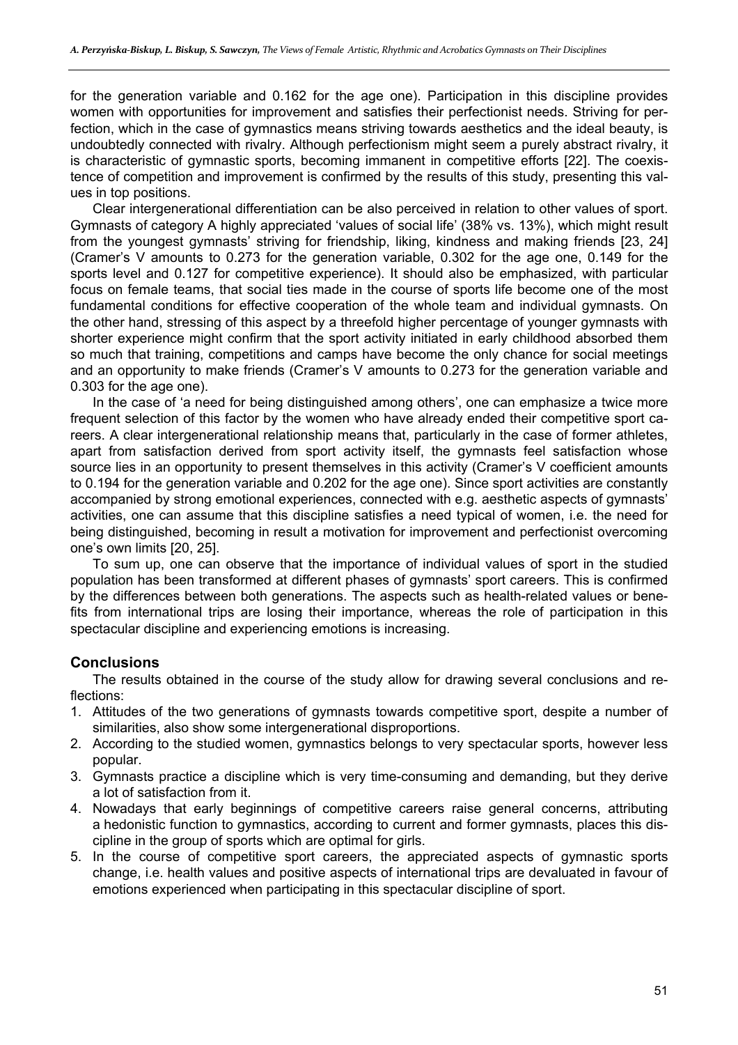for the generation variable and 0.162 for the age one). Participation in this discipline provides women with opportunities for improvement and satisfies their perfectionist needs. Striving for perfection, which in the case of gymnastics means striving towards aesthetics and the ideal beauty, is undoubtedly connected with rivalry. Although perfectionism might seem a purely abstract rivalry, it is characteristic of gymnastic sports, becoming immanent in competitive efforts [22]. The coexistence of competition and improvement is confirmed by the results of this study, presenting this values in top positions.

Clear intergenerational differentiation can be also perceived in relation to other values of sport. Gymnasts of category A highly appreciated 'values of social life' (38% vs. 13%), which might result from the youngest gymnasts' striving for friendship, liking, kindness and making friends [23, 24] (Cramer's V amounts to 0.273 for the generation variable, 0.302 for the age one, 0.149 for the sports level and 0.127 for competitive experience). It should also be emphasized, with particular focus on female teams, that social ties made in the course of sports life become one of the most fundamental conditions for effective cooperation of the whole team and individual gymnasts. On the other hand, stressing of this aspect by a threefold higher percentage of younger gymnasts with shorter experience might confirm that the sport activity initiated in early childhood absorbed them so much that training, competitions and camps have become the only chance for social meetings and an opportunity to make friends (Cramer's V amounts to 0.273 for the generation variable and 0.303 for the age one).

In the case of 'a need for being distinguished among others', one can emphasize a twice more frequent selection of this factor by the women who have already ended their competitive sport careers. A clear intergenerational relationship means that, particularly in the case of former athletes, apart from satisfaction derived from sport activity itself, the gymnasts feel satisfaction whose source lies in an opportunity to present themselves in this activity (Cramer's V coefficient amounts to 0.194 for the generation variable and 0.202 for the age one). Since sport activities are constantly accompanied by strong emotional experiences, connected with e.g. aesthetic aspects of gymnasts' activities, one can assume that this discipline satisfies a need typical of women, i.e. the need for being distinguished, becoming in result a motivation for improvement and perfectionist overcoming one's own limits [20, 25].

To sum up, one can observe that the importance of individual values of sport in the studied population has been transformed at different phases of gymnasts' sport careers. This is confirmed by the differences between both generations. The aspects such as health-related values or benefits from international trips are losing their importance, whereas the role of participation in this spectacular discipline and experiencing emotions is increasing.

## Conclusions

The results obtained in the course of the study allow for drawing several conclusions and reflections:

1. Attitudes of the two generations of gymnasts towards competitive sport, despite a number of similarities, also show some intergenerational disproportions.
2. According to the studied women, gymnastics belongs to very spectacular sports, however less popular.
3. Gymnasts practice a discipline which is very time-consuming and demanding, but they derive a lot of satisfaction from it.
4. Nowadays that early beginnings of competitive careers raise general concerns, attributing a hedonistic function to gymnastics, according to current and former gymnasts, places this discipline in the group of sports which are optimal for girls.
5. In the course of competitive sport careers, the appreciated aspects of gymnastic sports change, i.e. health values and positive aspects of international trips are devaluated in favour of emotions experienced when participating in this spectacular discipline of sport.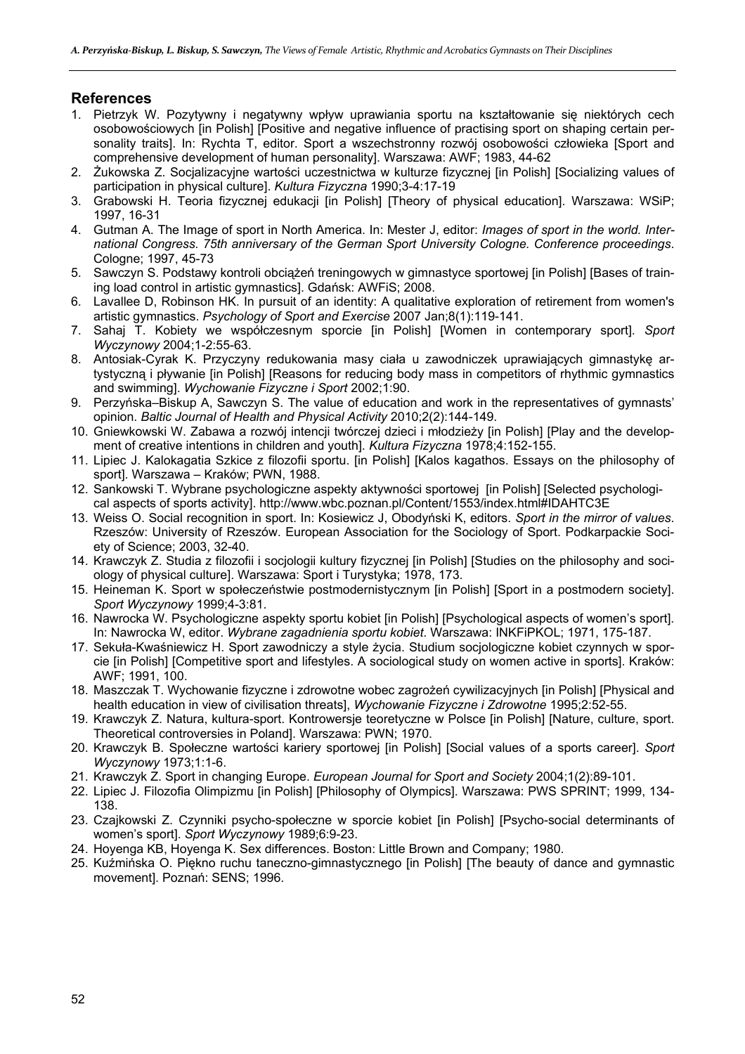## References

1. Pietrzyk W. Pozytywny i negatywny wpływ uprawiania sportu na kształtowanie się niektórych cech osobowościowych [in Polish] [Positive and negative influence of practising sport on shaping certain personality traits]. In: Rychta T, editor. Sport a wszechstronny rozwój osobowości człowieka [Sport and comprehensive development of human personality]. Warszawa: AWF; 1983, 44-62
2. Żukowska Z. Socjalizacyjne wartości uczestnictwa w kulturze fizycznej [in Polish] [Socializing values of participation in physical culture]. *Kultura Fizyczna* 1990;3-4:17-19
3. Grabowski H. Teoria fizycznej edukacji [in Polish] [Theory of physical education]. Warszawa: WSiP; 1997, 16-31
4. Gutman A. The Image of sport in North America. In: Mester J, editor: *Images of sport in the world. International Congress. 75th anniversary of the German Sport University Cologne. Conference proceedings*. Cologne; 1997, 45-73
5. Sawczyn S. Podstawy kontroli obciążeń treningowych w gimnastyce sportowej [in Polish] [Bases of training load control in artistic gymnastics]. Gdańsk: AWFiS; 2008.
6. Lavallee D, Robinson HK. In pursuit of an identity: A qualitative exploration of retirement from women's artistic gymnastics. *Psychology of Sport and Exercise* 2007 Jan;8(1):119-141.
7. Sahaj T. Kobiety we współczesnym sporcie [in Polish] [Women in contemporary sport]. *Sport Wyczynowy* 2004;1-2:55-63.
8. Antosiak-Cyrak K. Przyczyny redukowania masy ciała u zawodniczek uprawiających gimnastykę artystyczną i pływanie [in Polish] [Reasons for reducing body mass in competitors of rhythmic gymnastics and swimming]. *Wychowanie Fizyczne i Sport* 2002;1:90.
9. Perzyńska–Biskup A, Sawczyn S. The value of education and work in the representatives of gymnasts' opinion. *Baltic Journal of Health and Physical Activity* 2010;2(2):144-149.
10. Gniewkowski W. Zabawa a rozwój intencji twórczej dzieci i młodzieży [in Polish] [Play and the development of creative intentions in children and youth]. *Kultura Fizyczna* 1978;4:152-155.
11. Lipiec J. Kalokagatia Szkice z filozofii sportu. [in Polish] [Kalos kagathos. Essays on the philosophy of sport]. Warszawa – Kraków; PWN, 1988.
12. Sankowski T. Wybrane psychologiczne aspekty aktywności sportowej [in Polish] [Selected psychological aspects of sports activity]. http://www.wbc.poznan.pl/Content/1553/index.html#IDAHTC3E
13. Weiss O. Social recognition in sport. In: Kosiewicz J, Obodyński K, editors. *Sport in the mirror of values*. Rzeszów: University of Rzeszów. European Association for the Sociology of Sport. Podkarpackie Society of Science; 2003, 32-40.
14. Krawczyk Z. Studia z filozofii i socjologii kultury fizycznej [in Polish] [Studies on the philosophy and sociology of physical culture]. Warszawa: Sport i Turystyka; 1978, 173.
15. Heineman K. Sport w społeczeństwie postmodernistycznym [in Polish] [Sport in a postmodern society]. *Sport Wyczynowy* 1999;4-3:81.
16. Nawrocka W. Psychologiczne aspekty sportu kobiet [in Polish] [Psychological aspects of women's sport]. In: Nawrocka W, editor. *Wybrane zagadnienia sportu kobiet*. Warszawa: INKFiPKOL; 1971, 175-187.
17. Sekuła-Kwaśniewicz H. Sport zawodniczy a style życia. Studium socjologiczne kobiet czynnych w sporcie [in Polish] [Competitive sport and lifestyles. A sociological study on women active in sports]. Kraków: AWF; 1991, 100.
18. Maszczak T. Wychowanie fizyczne i zdrowotne wobec zagrożeń cywilizacyjnych [in Polish] [Physical and health education in view of civilisation threats], *Wychowanie Fizyczne i Zdrowotne* 1995;2:52-55.
19. Krawczyk Z. Natura, kultura-sport. Kontrowersje teoretyczne w Polsce [in Polish] [Nature, culture, sport. Theoretical controversies in Poland]. Warszawa: PWN; 1970.
20. Krawczyk B. Społeczne wartości kariery sportowej [in Polish] [Social values of a sports career]. *Sport Wyczynowy* 1973;1:1-6.
21. Krawczyk Z. Sport in changing Europe. *European Journal for Sport and Society* 2004;1(2):89-101.
22. Lipiec J. Filozofia Olimpizmu [in Polish] [Philosophy of Olympics]. Warszawa: PWS SPRINT; 1999, 134-138.
23. Czajkowski Z. Czynniki psycho-społeczne w sporcie kobiet [in Polish] [Psycho-social determinants of women's sport]. *Sport Wyczynowy* 1989;6:9-23.
24. Hoyenga KB, Hoyenga K. Sex differences. Boston: Little Brown and Company; 1980.
25. Kuźmińska O. Piękno ruchu taneczno-gimnastycznego [in Polish] [The beauty of dance and gymnastic movement]. Poznań: SENS; 1996.